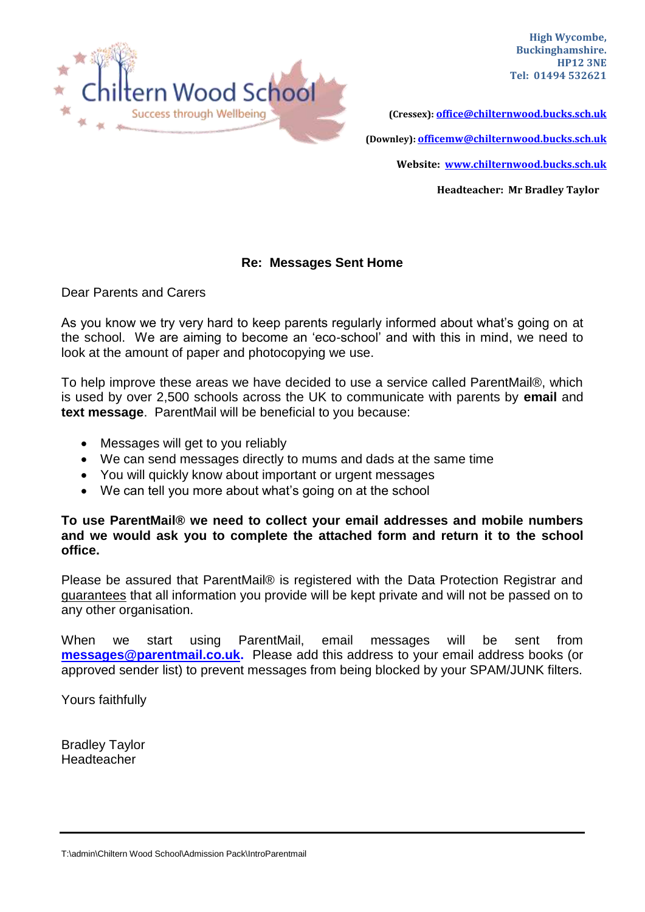**Chiltern Wood School**

Success through Wellbeing

**High Wycombe,**
**Buckinghamshire.**
**HP12 3NE**
**Tel: 01494 532621**

**(Cressex): office@chilternwood.bucks.sch.uk**

**(Downley): officemw@chilternwood.bucks.sch.uk**

**Website: www.chilternwood.bucks.sch.uk**

**Headteacher: Mr Bradley Taylor**

**Re: Messages Sent Home**

Dear Parents and Carers

As you know we try very hard to keep parents regularly informed about what's going on at the school. We are aiming to become an 'eco-school' and with this in mind, we need to look at the amount of paper and photocopying we use.

To help improve these areas we have decided to use a service called ParentMail®, which is used by over 2,500 schools across the UK to communicate with parents by **email** and **text message**. ParentMail will be beneficial to you because:

- Messages will get to you reliably
- We can send messages directly to mums and dads at the same time
- You will quickly know about important or urgent messages
- We can tell you more about what's going on at the school

**To use ParentMail® we need to collect your email addresses and mobile numbers and we would ask you to complete the attached form and return it to the school office.**

Please be assured that ParentMail® is registered with the Data Protection Registrar and guarantees that all information you provide will be kept private and will not be passed on to any other organisation.

When we start using ParentMail, email messages will be sent from **messages@parentmail.co.uk.** Please add this address to your email address books (or approved sender list) to prevent messages from being blocked by your SPAM/JUNK filters.

Yours faithfully

Bradley Taylor
Headteacher

T:\admin\Chiltern Wood School\Admission Pack\IntroParentmail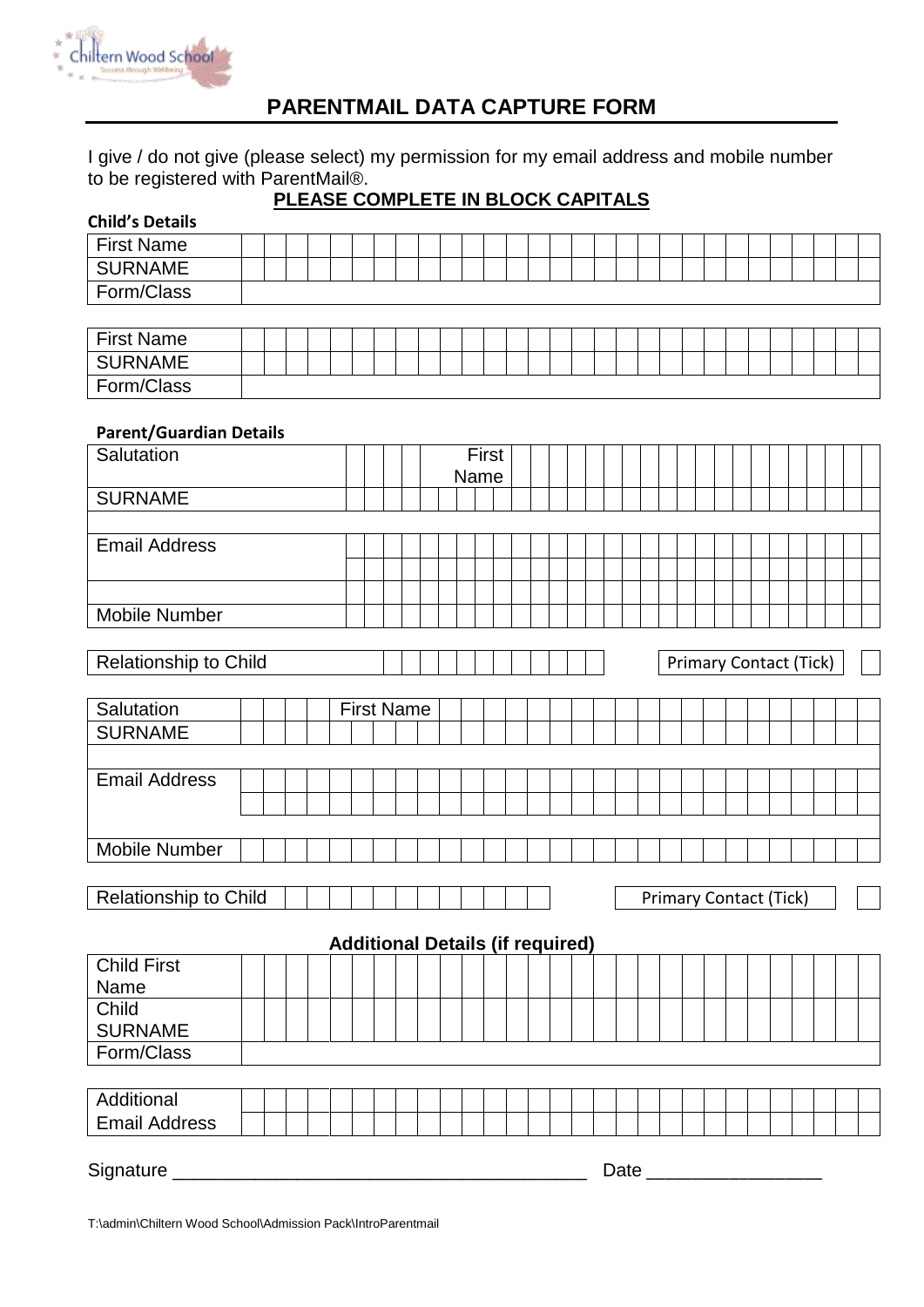# PARENTMAIL DATA CAPTURE FORM

I give / do not give (please select) my permission for my email address and mobile number to be registered with ParentMail®.

**PLEASE COMPLETE IN BLOCK CAPITALS**

**Child's Details**

| | |
|---|---|
| First Name | |
| SURNAME | |
| Form/Class | |

| | |
|---|---|
| First Name | |
| SURNAME | |
| Form/Class | |

**Parent/Guardian Details**

| | | | |
|---|---|---|---|
| Salutation | | First Name | |
| SURNAME | | | |
| | | | |
| Email Address | | | |
| | | | |
| | | | |
| Mobile Number | | | |

| | | | |
|---|---|---|---|
| Relationship to Child | | Primary Contact (Tick) | |

| | | | |
|---|---|---|---|
| Salutation | | First Name | |
| SURNAME | | | |
| | | | |
| Email Address | | | |
| | | | |
| | | | |
| Mobile Number | | | |

| | | | |
|---|---|---|---|
| Relationship to Child | | Primary Contact (Tick) | |

**Additional Details (if required)**

| | |
|---|---|
| Child First Name | |
| Child SURNAME | |
| Form/Class | |

| | |
|---|---|
| Additional Email Address | |

Signature ________________________________________ Date _________________

T:\admin\Chiltern Wood School\Admission Pack\IntroParentmail